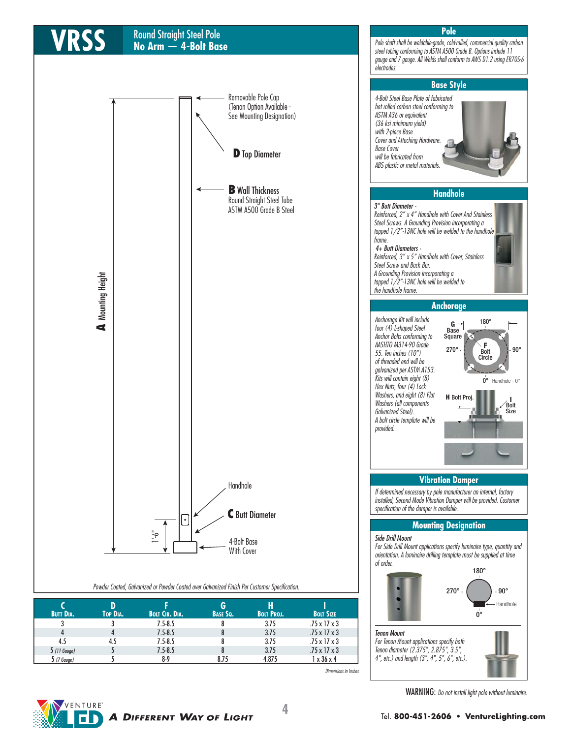# VRSS

## Round Straight Steel Pole
## No Arm — 4-Bolt Base

Removable Pole Cap (Tenon Option Available - See Mounting Designation)

**D** Top Diameter

**B** Wall Thickness
Round Straight Steel Tube
ASTM A500 Grade B Steel

**A** Mounting Height

Handhole

**C** Butt Diameter

1'-6"

4-Bolt Base With Cover

*Powder Coated, Galvanized or Powder Coated over Galvanized Finish Per Customer Specification.*

| C<br>Butt Dia. | D<br>Top Dia. | F<br>Bolt Cir. Dia. | G<br>Base Sq. | H<br>Bolt Proj. | I<br>Bolt Size |
|---|---|---|---|---|---|
| 3 | 3 | 7.5-8.5 | 8 | 3.75 | .75 x 17 x 3 |
| 4 | 4 | 7.5-8.5 | 8 | 3.75 | .75 x 17 x 3 |
| 4.5 | 4.5 | 7.5-8.5 | 8 | 3.75 | .75 x 17 x 3 |
| 5 *(11 Gauge)* | 5 | 7.5-8.5 | 8 | 3.75 | .75 x 17 x 3 |
| 5 *(7 Gauge)* | 5 | 8-9 | 8.75 | 4.875 | 1 x 36 x 4 |

*Dimensions in Inches*

## Pole

*Pole shaft shall be weldable-grade, cold-rolled, commercial quality carbon steel tubing conforming to ASTM A500 Grade B. Options include 11 gauge and 7 gauge. All Welds shall conform to AWS D1.2 using ER70S-6 electrodes.*

## Base Style

*4-Bolt Steel Base Plate of fabricated hot rolled carbon steel conforming to ASTM A36 or equivalent (36 ksi minimum yield) with 2-piece Base Cover and Attaching Hardware. Base Cover will be fabricated from ABS plastic or metal materials.*

## Handhole

*3" Butt Diameter - Reinforced, 2" x 4" Handhole with Cover And Stainless Steel Screws. A Grounding Provision incorporating a tapped 1/2"-13NC hole will be welded to the handhole frame.*

*4+ Butt Diameters - Reinforced, 3" x 5" Handhole with Cover, Stainless Steel Screw and Back Bar. A Grounding Provision incorporating a tapped 1/2"-13NC hole will be welded to the handhole frame.*

## Anchorage

*Anchorage Kit will include four (4) L-shaped Steel Anchor Bolts conforming to AASHTO M314-90 Grade 55. Ten inches (10") of threaded end will be galvanized per ASTM A153. Kits will contain eight (8) Hex Nuts, four (4) Lock Washers, and eight (8) Flat Washers (all components Galvanized Steel). A bolt circle template will be provided.*

G Base Square; F Bolt Circle; 180°; 90°; 270°; 0° Handhole - 0°; H Bolt Proj.; I Bolt Size

## Vibration Damper

*If determined necessary by pole manufacturer an internal, factory installed, Second Mode Vibration Damper will be provided. Customer specification of the damper is available.*

## Mounting Designation

***Side Drill Mount***
*For Side Drill Mount applications specify luminaire type, quantity and orientation. A luminaire drilling template must be supplied at time of order.*

180°; 270°; 90°; 0°; Handhole

***Tenon Mount***
*For Tenon Mount applications specify both Tenon diameter (2.375", 2.875", 3.5", 4", etc.) and length (3", 4", 5", 6", etc.).*

WARNING: *Do not install light pole without luminaire.*

VENTURE LED — A Different Way of Light

Tel. **800-451-2606** • **VentureLighting.com**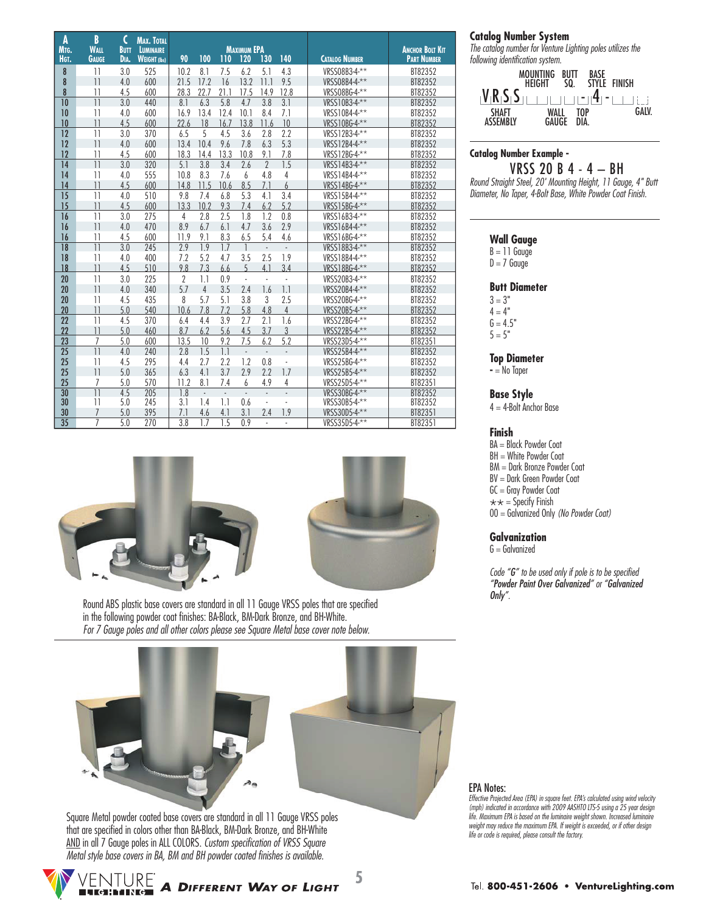| A MTG. HGT. | B WALL GAUGE | C BUTT DIA. | MAX. TOTAL LUMINAIRE WEIGHT (lbs) | MAXIMUM EPA 90 | 100 | 110 | 120 | 130 | 140 | CATALOG NUMBER | ANCHOR BOLT KIT PART NUMBER |
|---|---|---|---|---|---|---|---|---|---|---|---|
| 8 | 11 | 3.0 | 525 | 10.2 | 8.1 | 7.5 | 6.2 | 5.1 | 4.3 | VRSS08B3-4-** | BT82352 |
| 8 | 11 | 4.0 | 600 | 21.5 | 17.2 | 16 | 13.2 | 11.1 | 9.5 | VRSS08B4-4-** | BT82352 |
| 8 | 11 | 4.5 | 600 | 28.3 | 22.7 | 21.1 | 17.5 | 14.9 | 12.8 | VRSS08BG-4-** | BT82352 |
| 10 | 11 | 3.0 | 440 | 8.1 | 6.3 | 5.8 | 4.7 | 3.8 | 3.1 | VRSS10B3-4-** | BT82352 |
| 10 | 11 | 4.0 | 600 | 16.9 | 13.4 | 12.4 | 10.1 | 8.4 | 7.1 | VRSS10B4-4-** | BT82352 |
| 10 | 11 | 4.5 | 600 | 22.6 | 18 | 16.7 | 13.8 | 11.6 | 10 | VRSS10BG-4-** | BT82352 |
| 12 | 11 | 3.0 | 370 | 6.5 | 5 | 4.5 | 3.6 | 2.8 | 2.2 | VRSS12B3-4-** | BT82352 |
| 12 | 11 | 4.0 | 600 | 13.4 | 10.4 | 9.6 | 7.8 | 6.3 | 5.3 | VRSS12B4-4-** | BT82352 |
| 12 | 11 | 4.5 | 600 | 18.3 | 14.4 | 13.3 | 10.8 | 9.1 | 7.8 | VRSS12BG-4-** | BT82352 |
| 14 | 11 | 3.0 | 320 | 5.1 | 3.8 | 3.4 | 2.6 | 2 | 1.5 | VRSS14B3-4-** | BT82352 |
| 14 | 11 | 4.0 | 555 | 10.8 | 8.3 | 7.6 | 6 | 4.8 | 4 | VRSS14B4-4-** | BT82352 |
| 14 | 11 | 4.5 | 600 | 14.8 | 11.5 | 10.6 | 8.5 | 7.1 | 6 | VRSS14BG-4-** | BT82352 |
| 15 | 11 | 4.0 | 510 | 9.8 | 7.4 | 6.8 | 5.3 | 4.1 | 3.4 | VRSS15B4-4-** | BT82352 |
| 15 | 11 | 4.5 | 600 | 13.3 | 10.2 | 9.3 | 7.4 | 6.2 | 5.2 | VRSS15BG-4-** | BT82352 |
| 16 | 11 | 3.0 | 275 | 4 | 2.8 | 2.5 | 1.8 | 1.2 | 0.8 | VRSS16B3-4-** | BT82352 |
| 16 | 11 | 4.0 | 470 | 8.9 | 6.7 | 6.1 | 4.7 | 3.6 | 2.9 | VRSS16B4-4-** | BT82352 |
| 16 | 11 | 4.5 | 600 | 11.9 | 9.1 | 8.3 | 6.5 | 5.4 | 4.6 | VRSS16BG-4-** | BT82352 |
| 18 | 11 | 3.0 | 245 | 2.9 | 1.9 | 1.7 | 1 | - | - | VRSS18B3-4-** | BT82352 |
| 18 | 11 | 4.0 | 400 | 7.2 | 5.2 | 4.7 | 3.5 | 2.5 | 1.9 | VRSS18B4-4-** | BT82352 |
| 18 | 11 | 4.5 | 510 | 9.8 | 7.3 | 6.6 | 5 | 4.1 | 3.4 | VRSS18BG-4-** | BT82352 |
| 20 | 11 | 3.0 | 225 | 2 | 1.1 | 0.9 | - | - | - | VRSS20B3-4-** | BT82352 |
| 20 | 11 | 4.0 | 340 | 5.7 | 4 | 3.5 | 2.4 | 1.6 | 1.1 | VRSS20B4-4-** | BT82352 |
| 20 | 11 | 4.5 | 435 | 8 | 5.7 | 5.1 | 3.8 | 3 | 2.5 | VRSS20BG-4-** | BT82352 |
| 20 | 11 | 5.0 | 540 | 10.6 | 7.8 | 7.2 | 5.8 | 4.8 | 4 | VRSS20B5-4-** | BT82352 |
| 22 | 11 | 4.5 | 370 | 6.4 | 4.4 | 3.9 | 2.7 | 2.1 | 1.6 | VRSS22BG-4-** | BT82352 |
| 22 | 11 | 5.0 | 460 | 8.7 | 6.2 | 5.6 | 4.5 | 3.7 | 3 | VRSS22B5-4-** | BT82352 |
| 23 | 7 | 5.0 | 600 | 13.5 | 10 | 9.2 | 7.5 | 6.2 | 5.2 | VRSS23D5-4-** | BT82351 |
| 25 | 11 | 4.0 | 240 | 2.8 | 1.5 | 1.1 | - | - | - | VRSS25B4-4-** | BT82352 |
| 25 | 11 | 4.5 | 295 | 4.4 | 2.7 | 2.2 | 1.2 | 0.8 | - | VRSS25BG-4-** | BT82352 |
| 25 | 11 | 5.0 | 365 | 6.3 | 4.1 | 3.7 | 2.9 | 2.2 | 1.7 | VRSS25B5-4-** | BT82352 |
| 25 | 7 | 5.0 | 570 | 11.2 | 8.1 | 7.4 | 6 | 4.9 | 4 | VRSS25D5-4-** | BT82351 |
| 30 | 11 | 4.5 | 205 | 1.8 | - | - | - | - | - | VRSS30BG-4-** | BT82352 |
| 30 | 11 | 5.0 | 245 | 3.1 | 1.4 | 1.1 | 0.6 | - | - | VRSS30B5-4-** | BT82352 |
| 30 | 7 | 5.0 | 395 | 7.1 | 4.6 | 4.1 | 3.1 | 2.4 | 1.9 | VRSS30D5-4-** | BT82351 |
| 35 | 7 | 5.0 | 270 | 3.8 | 1.7 | 1.5 | 0.9 | - | - | VRSS35D5-4-** | BT82351 |

Round ABS plastic base covers are standard in all 11 Gauge VRSS poles that are specified in the following powder coat finishes: BA-Black, BM-Dark Bronze, and BH-White.
*For 7 Gauge poles and all other colors please see Square Metal base cover note below.*

Square Metal powder coated base covers are standard in all 11 Gauge VRSS poles that are specified in colors other than BA-Black, BM-Dark Bronze, and BH-White AND in all 7 Gauge poles in ALL COLORS. *Custom specification of VRSS Square Metal style base covers in BA, BM and BH powder coated finishes is available.*

## Catalog Number System

*The catalog number for Venture Lighting poles utilizes the following identification system.*

V R S S [MOUNTING HEIGHT] [WALL GAUGE] [BUTT SQ.] - [TOP DIA.] 4 [BASE STYLE] - [FINISH] [GALV.]

SHAFT ASSEMBLY

## Catalog Number Example -

VRSS 20 B 4 - 4 – BH

*Round Straight Steel, 20' Mounting Height, 11 Gauge, 4" Butt Diameter, No Taper, 4-Bolt Base, White Powder Coat Finish.*

### Wall Gauge

B = 11 Gauge
D = 7 Gauge

### Butt Diameter

3 = 3"
4 = 4"
G = 4.5"
5 = 5"

### Top Diameter

**-** = No Taper

### Base Style

4 = 4-Bolt Anchor Base

### Finish

BA = Black Powder Coat
BH = White Powder Coat
BM = Dark Bronze Powder Coat
BV = Dark Green Powder Coat
GC = Gray Powder Coat
★★ = Specify Finish
00 = Galvanized Only *(No Powder Coat)*

### Galvanization

G = Galvanized

*Code **"G"** to be used only if pole is to be specified **"Powder Paint Over Galvanized"** or **"Galvanized Only"**.*

### EPA Notes:

*Effective Projected Area (EPA) in square feet. EPA's calculated using wind velocity (mph) indicated in accordance with 2009 AASHTO LTS-5 using a 25 year design life. Maximum EPA is based on the luminaire weight shown. Increased luminaire weight may reduce the maximum EPA. If weight is exceeded, or if other design life or code is required, please consult the factory.*

VENTURE LIGHTING — A DIFFERENT WAY OF LIGHT

Tel. 800-451-2606 • VentureLighting.com